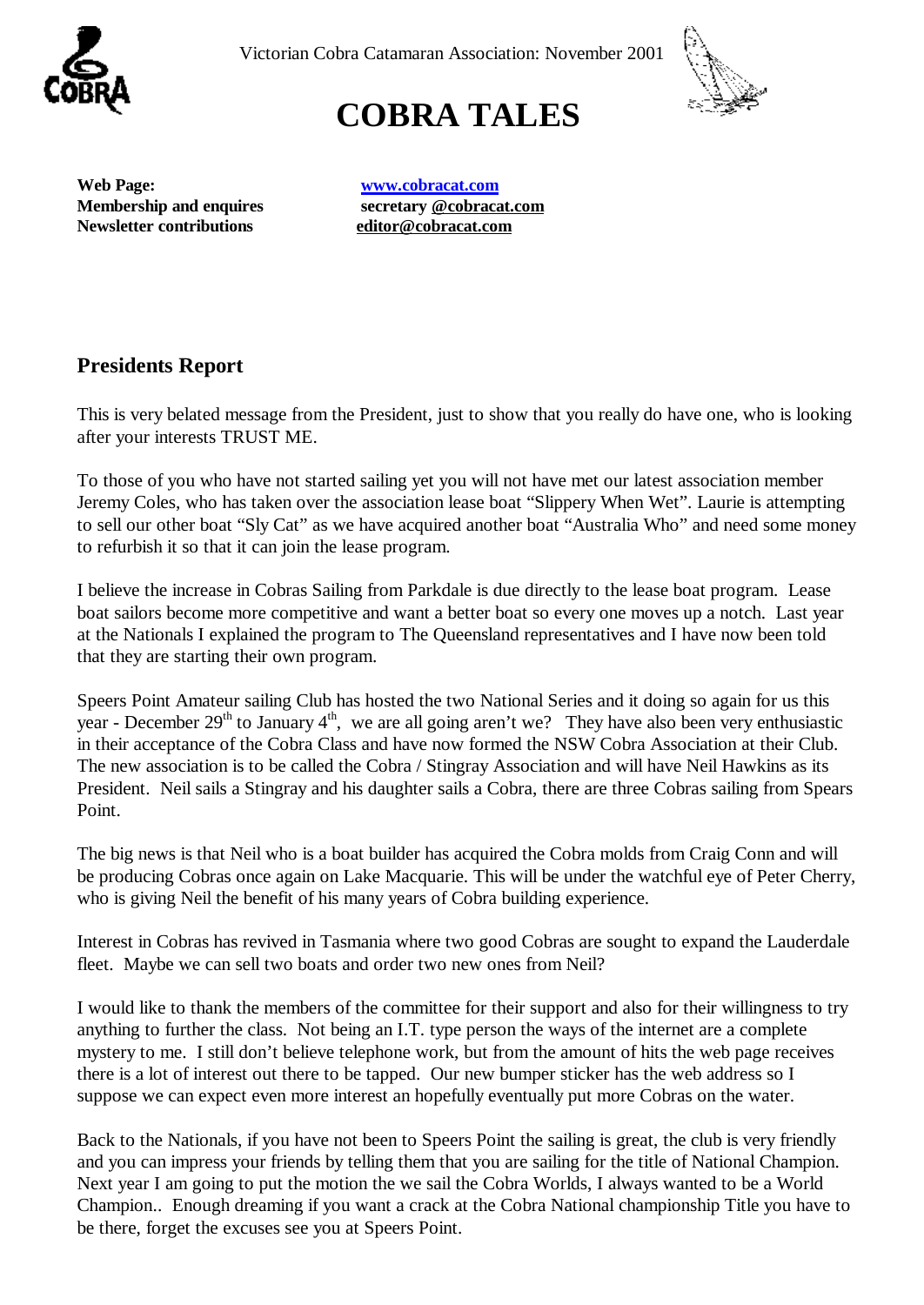Victorian Cobra Catamaran Association: November 2001

# COBRA TALES

**Web Page:** **www.cobracat.com**
**Membership and enquires** **secretary @cobracat.com**
**Newsletter contributions** **editor@cobracat.com**

## Presidents Report

This is very belated message from the President, just to show that you really do have one, who is looking after your interests TRUST ME.

To those of you who have not started sailing yet you will not have met our latest association member Jeremy Coles, who has taken over the association lease boat "Slippery When Wet". Laurie is attempting to sell our other boat "Sly Cat" as we have acquired another boat "Australia Who" and need some money to refurbish it so that it can join the lease program.

I believe the increase in Cobras Sailing from Parkdale is due directly to the lease boat program. Lease boat sailors become more competitive and want a better boat so every one moves up a notch. Last year at the Nationals I explained the program to The Queensland representatives and I have now been told that they are starting their own program.

Speers Point Amateur sailing Club has hosted the two National Series and it doing so again for us this year - December 29th to January 4th, we are all going aren't we? They have also been very enthusiastic in their acceptance of the Cobra Class and have now formed the NSW Cobra Association at their Club. The new association is to be called the Cobra / Stingray Association and will have Neil Hawkins as its President. Neil sails a Stingray and his daughter sails a Cobra, there are three Cobras sailing from Spears Point.

The big news is that Neil who is a boat builder has acquired the Cobra molds from Craig Conn and will be producing Cobras once again on Lake Macquarie. This will be under the watchful eye of Peter Cherry, who is giving Neil the benefit of his many years of Cobra building experience.

Interest in Cobras has revived in Tasmania where two good Cobras are sought to expand the Lauderdale fleet. Maybe we can sell two boats and order two new ones from Neil?

I would like to thank the members of the committee for their support and also for their willingness to try anything to further the class. Not being an I.T. type person the ways of the internet are a complete mystery to me. I still don't believe telephone work, but from the amount of hits the web page receives there is a lot of interest out there to be tapped. Our new bumper sticker has the web address so I suppose we can expect even more interest an hopefully eventually put more Cobras on the water.

Back to the Nationals, if you have not been to Speers Point the sailing is great, the club is very friendly and you can impress your friends by telling them that you are sailing for the title of National Champion. Next year I am going to put the motion the we sail the Cobra Worlds, I always wanted to be a World Champion.. Enough dreaming if you want a crack at the Cobra National championship Title you have to be there, forget the excuses see you at Speers Point.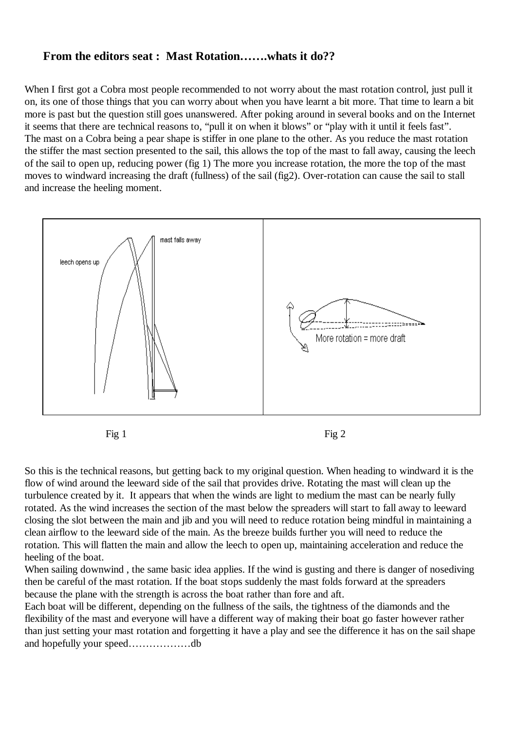## From the editors seat : Mast Rotation…….whats it do??

When I first got a Cobra most people recommended to not worry about the mast rotation control, just pull it on, its one of those things that you can worry about when you have learnt a bit more. That time to learn a bit more is past but the question still goes unanswered. After poking around in several books and on the Internet it seems that there are technical reasons to, "pull it on when it blows" or "play with it until it feels fast".
The mast on a Cobra being a pear shape is stiffer in one plane to the other. As you reduce the mast rotation the stiffer the mast section presented to the sail, this allows the top of the mast to fall away, causing the leech of the sail to open up, reducing power (fig 1) The more you increase rotation, the more the top of the mast moves to windward increasing the draft (fullness) of the sail (fig2). Over-rotation can cause the sail to stall and increase the heeling moment.

leech opens up

mast falls away

More rotation = more draft

Fig 1 Fig 2

So this is the technical reasons, but getting back to my original question. When heading to windward it is the flow of wind around the leeward side of the sail that provides drive. Rotating the mast will clean up the turbulence created by it. It appears that when the winds are light to medium the mast can be nearly fully rotated. As the wind increases the section of the mast below the spreaders will start to fall away to leeward closing the slot between the main and jib and you will need to reduce rotation being mindful in maintaining a clean airflow to the leeward side of the main. As the breeze builds further you will need to reduce the rotation. This will flatten the main and allow the leech to open up, maintaining acceleration and reduce the heeling of the boat.
When sailing downwind , the same basic idea applies. If the wind is gusting and there is danger of nosediving then be careful of the mast rotation. If the boat stops suddenly the mast folds forward at the spreaders because the plane with the strength is across the boat rather than fore and aft.
Each boat will be different, depending on the fullness of the sails, the tightness of the diamonds and the flexibility of the mast and everyone will have a different way of making their boat go faster however rather than just setting your mast rotation and forgetting it have a play and see the difference it has on the sail shape and hopefully your speed………………db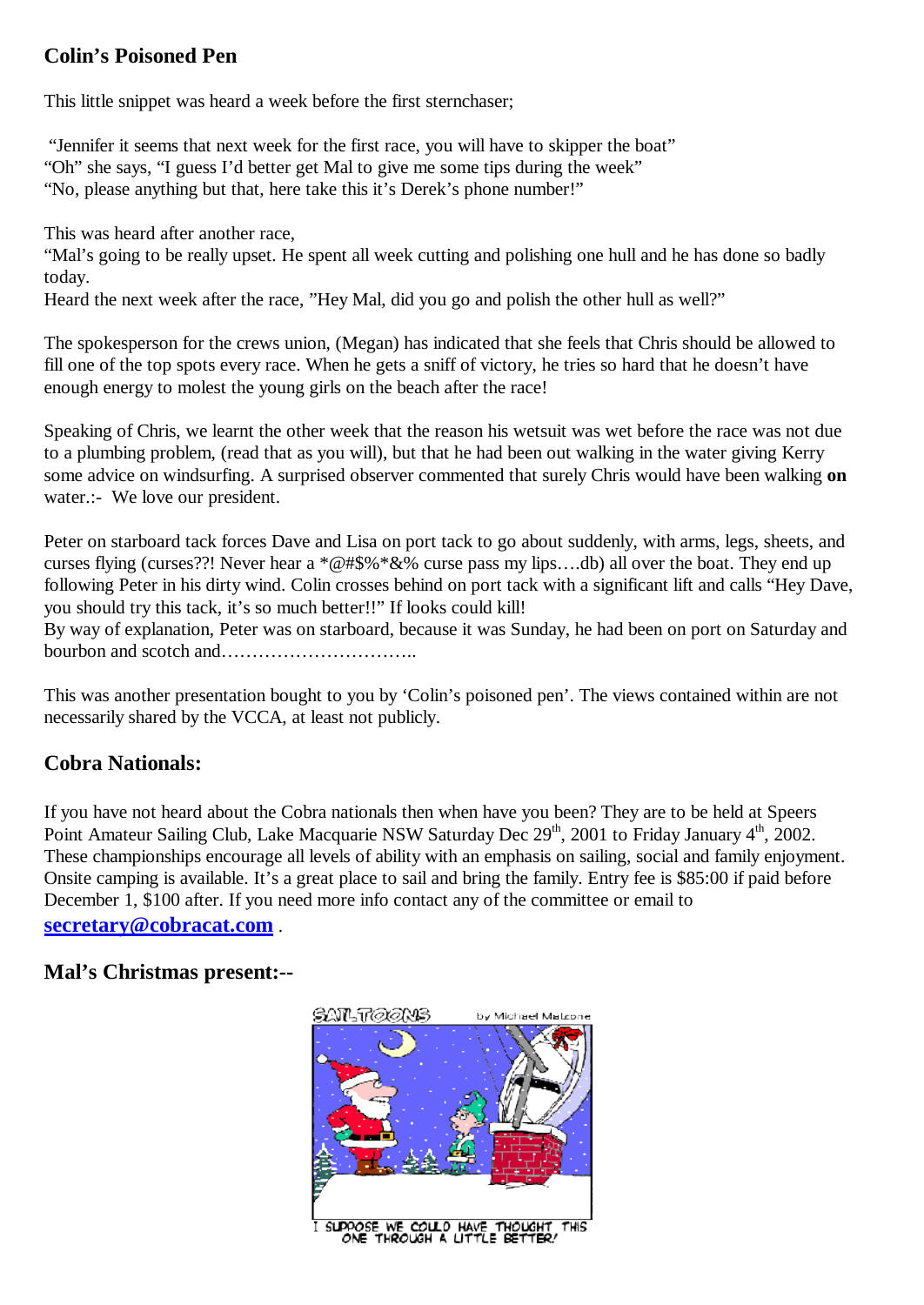## Colin's Poisoned Pen

This little snippet was heard a week before the first sternchaser;

"Jennifer it seems that next week for the first race, you will have to skipper the boat"
"Oh" she says, "I guess I'd better get Mal to give me some tips during the week"
"No, please anything but that, here take this it's Derek's phone number!"

This was heard after another race,
"Mal's going to be really upset. He spent all week cutting and polishing one hull and he has done so badly today.
Heard the next week after the race, "Hey Mal, did you go and polish the other hull as well?"

The spokesperson for the crews union, (Megan) has indicated that she feels that Chris should be allowed to fill one of the top spots every race. When he gets a sniff of victory, he tries so hard that he doesn't have enough energy to molest the young girls on the beach after the race!

Speaking of Chris, we learnt the other week that the reason his wetsuit was wet before the race was not due to a plumbing problem, (read that as you will), but that he had been out walking in the water giving Kerry some advice on windsurfing. A surprised observer commented that surely Chris would have been walking **on** water.:- We love our president.

Peter on starboard tack forces Dave and Lisa on port tack to go about suddenly, with arms, legs, sheets, and curses flying (curses??! Never hear a *@#$%*&% curse pass my lips….db) all over the boat. They end up following Peter in his dirty wind. Colin crosses behind on port tack with a significant lift and calls "Hey Dave, you should try this tack, it's so much better!!" If looks could kill!
By way of explanation, Peter was on starboard, because it was Sunday, he had been on port on Saturday and bourbon and scotch and…………………………..

This was another presentation bought to you by 'Colin's poisoned pen'. The views contained within are not necessarily shared by the VCCA, at least not publicly.

## Cobra Nationals:

If you have not heard about the Cobra nationals then when have you been? They are to be held at Speers Point Amateur Sailing Club, Lake Macquarie NSW Saturday Dec 29th, 2001 to Friday January 4th, 2002. These championships encourage all levels of ability with an emphasis on sailing, social and family enjoyment. Onsite camping is available. It's a great place to sail and bring the family. Entry fee is $85:00 if paid before December 1, $100 after. If you need more info contact any of the committee or email to **secretary@cobracat.com** .

## Mal's Christmas present:--